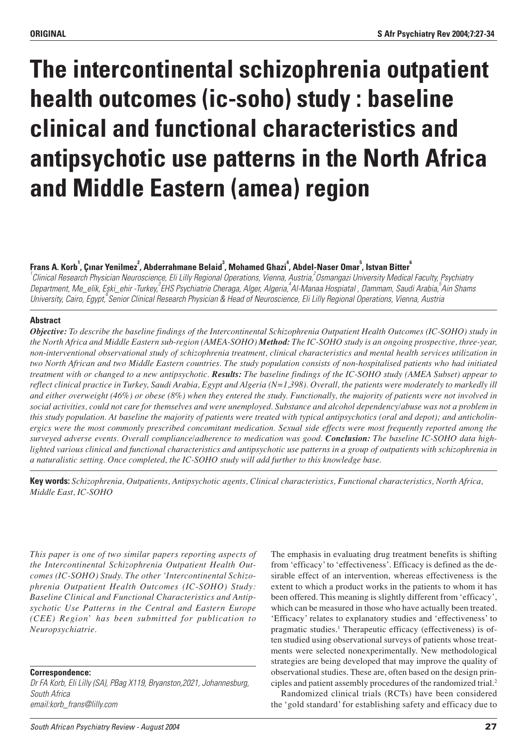ORIGINAL

# The intercontinental schizophrenia outpatient health outcomes (ic-soho) study : baseline clinical and functional characteristics and antipsychotic use patterns in the North Africa and Middle Eastern (amea) region

**Frans A. Korb[1], Çınar Yenilmez[2], Abderrahmane Belaid[3], Mohamed Ghazi[4], Abdel-Naser Omar[5], Istvan Bitter[6]**

*[1]Clinical Research Physician Neuroscience, Eli Lilly Regional Operations, Vienna, Austria,[2]Osmangazi University Medical Faculty, Psychiatry Department, Me_elik, Eski_ehir -Turkey,[3]EHS Psychiatrie Cheraga, Alger, Algeria,[4]Al-Manaa Hospiatal , Dammam, Saudi Arabia,[5]Ain Shams University, Cairo, Egypt,[6]Senior Clinical Research Physician & Head of Neuroscience, Eli Lilly Regional Operations, Vienna, Austria*

## Abstract

***Objective:*** *To describe the baseline findings of the Intercontinental Schizophrenia Outpatient Health Outcomes (IC-SOHO) study in the North Africa and Middle Eastern sub-region (AMEA-SOHO)* ***Method:*** *The IC-SOHO study is an ongoing prospective, three-year, non-interventional observational study of schizophrenia treatment, clinical characteristics and mental health services utilization in two North African and two Middle Eastern countries. The study population consists of non-hospitalised patients who had initiated treatment with or changed to a new antipsychotic.* ***Results:*** *The baseline findings of the IC-SOHO study (AMEA Subset) appear to reflect clinical practice in Turkey, Saudi Arabia, Egypt and Algeria (N=1,398). Overall, the patients were moderately to markedly ill and either overweight (46%) or obese (8%) when they entered the study. Functionally, the majority of patients were not involved in social activities, could not care for themselves and were unemployed. Substance and alcohol dependency/abuse was not a problem in this study population. At baseline the majority of patients were treated with typical antipsychotics (oral and depot); and anticholinergics were the most commonly prescribed concomitant medication. Sexual side effects were most frequently reported among the surveyed adverse events. Overall compliance/adherence to medication was good.* ***Conclusion:*** *The baseline IC-SOHO data highlighted various clinical and functional characteristics and antipsychotic use patterns in a group of outpatients with schizophrenia in a naturalistic setting. Once completed, the IC-SOHO study will add further to this knowledge base.*

**Key words:** *Schizophrenia, Outpatients, Antipsychotic agents, Clinical characteristics, Functional characteristics, North Africa, Middle East, IC-SOHO*

*This paper is one of two similar papers reporting aspects of the Intercontinental Schizophrenia Outpatient Health Outcomes (IC-SOHO) Study. The other 'Intercontinental Schizophrenia Outpatient Health Outcomes (IC-SOHO) Study: Baseline Clinical and Functional Characteristics and Antipsychotic Use Patterns in the Central and Eastern Europe (CEE) Region' has been submitted for publication to Neuropsychiatrie.*

**Correspondence:**
*Dr FA Korb, Eli Lilly (SA), PBag X119, Bryanston,2021, Johannesburg, South Africa*
*email:korb_frans@lilly.com*

The emphasis in evaluating drug treatment benefits is shifting from 'efficacy' to 'effectiveness'. Efficacy is defined as the desirable effect of an intervention, whereas effectiveness is the extent to which a product works in the patients to whom it has been offered. This meaning is slightly different from 'efficacy', which can be measured in those who have actually been treated. 'Efficacy' relates to explanatory studies and 'effectiveness' to pragmatic studies.[1] Therapeutic efficacy (effectiveness) is often studied using observational surveys of patients whose treatments were selected nonexperimentally. New methodological strategies are being developed that may improve the quality of observational studies. These are, often based on the design principles and patient assembly procedures of the randomized trial.[2]

Randomized clinical trials (RCTs) have been considered the 'gold standard' for establishing safety and efficacy due to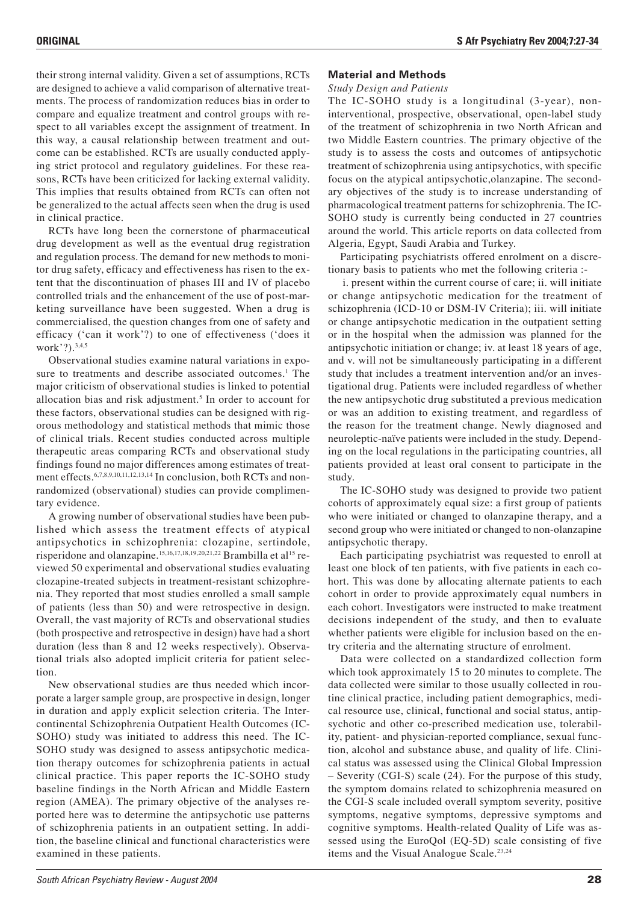their strong internal validity. Given a set of assumptions, RCTs are designed to achieve a valid comparison of alternative treatments. The process of randomization reduces bias in order to compare and equalize treatment and control groups with respect to all variables except the assignment of treatment. In this way, a causal relationship between treatment and outcome can be established. RCTs are usually conducted applying strict protocol and regulatory guidelines. For these reasons, RCTs have been criticized for lacking external validity. This implies that results obtained from RCTs can often not be generalized to the actual affects seen when the drug is used in clinical practice.

RCTs have long been the cornerstone of pharmaceutical drug development as well as the eventual drug registration and regulation process. The demand for new methods to monitor drug safety, efficacy and effectiveness has risen to the extent that the discontinuation of phases III and IV of placebo controlled trials and the enhancement of the use of post-marketing surveillance have been suggested. When a drug is commercialised, the question changes from one of safety and efficacy ('can it work'?) to one of effectiveness ('does it work'?).[3,4,5]

Observational studies examine natural variations in exposure to treatments and describe associated outcomes.[1] The major criticism of observational studies is linked to potential allocation bias and risk adjustment.[5] In order to account for these factors, observational studies can be designed with rigorous methodology and statistical methods that mimic those of clinical trials. Recent studies conducted across multiple therapeutic areas comparing RCTs and observational study findings found no major differences among estimates of treatment effects.[6,7,8,9,10,11,12,13,14] In conclusion, both RCTs and non-randomized (observational) studies can provide complimentary evidence.

A growing number of observational studies have been published which assess the treatment effects of atypical antipsychotics in schizophrenia: clozapine, sertindole, risperidone and olanzapine.[15,16,17,18,19,20,21,22] Brambilla et al[15] reviewed 50 experimental and observational studies evaluating clozapine-treated subjects in treatment-resistant schizophrenia. They reported that most studies enrolled a small sample of patients (less than 50) and were retrospective in design. Overall, the vast majority of RCTs and observational studies (both prospective and retrospective in design) have had a short duration (less than 8 and 12 weeks respectively). Observational trials also adopted implicit criteria for patient selection.

New observational studies are thus needed which incorporate a larger sample group, are prospective in design, longer in duration and apply explicit selection criteria. The Intercontinental Schizophrenia Outpatient Health Outcomes (IC-SOHO) study was initiated to address this need. The IC-SOHO study was designed to assess antipsychotic medication therapy outcomes for schizophrenia patients in actual clinical practice. This paper reports the IC-SOHO study baseline findings in the North African and Middle Eastern region (AMEA). The primary objective of the analyses reported here was to determine the antipsychotic use patterns of schizophrenia patients in an outpatient setting. In addition, the baseline clinical and functional characteristics were examined in these patients.

## Material and Methods

*Study Design and Patients*

The IC-SOHO study is a longitudinal (3-year), non-interventional, prospective, observational, open-label study of the treatment of schizophrenia in two North African and two Middle Eastern countries. The primary objective of the study is to assess the costs and outcomes of antipsychotic treatment of schizophrenia using antipsychotics, with specific focus on the atypical antipsychotic,olanzapine. The secondary objectives of the study is to increase understanding of pharmacological treatment patterns for schizophrenia. The IC-SOHO study is currently being conducted in 27 countries around the world. This article reports on data collected from Algeria, Egypt, Saudi Arabia and Turkey.

Participating psychiatrists offered enrolment on a discretionary basis to patients who met the following criteria :-

i. present within the current course of care; ii. will initiate or change antipsychotic medication for the treatment of schizophrenia (ICD-10 or DSM-IV Criteria); iii. will initiate or change antipsychotic medication in the outpatient setting or in the hospital when the admission was planned for the antipsychotic initiation or change; iv. at least 18 years of age, and v. will not be simultaneously participating in a different study that includes a treatment intervention and/or an investigational drug. Patients were included regardless of whether the new antipsychotic drug substituted a previous medication or was an addition to existing treatment, and regardless of the reason for the treatment change. Newly diagnosed and neuroleptic-naïve patients were included in the study. Depending on the local regulations in the participating countries, all patients provided at least oral consent to participate in the study.

The IC-SOHO study was designed to provide two patient cohorts of approximately equal size: a first group of patients who were initiated or changed to olanzapine therapy, and a second group who were initiated or changed to non-olanzapine antipsychotic therapy.

Each participating psychiatrist was requested to enroll at least one block of ten patients, with five patients in each cohort. This was done by allocating alternate patients to each cohort in order to provide approximately equal numbers in each cohort. Investigators were instructed to make treatment decisions independent of the study, and then to evaluate whether patients were eligible for inclusion based on the entry criteria and the alternating structure of enrolment.

Data were collected on a standardized collection form which took approximately 15 to 20 minutes to complete. The data collected were similar to those usually collected in routine clinical practice, including patient demographics, medical resource use, clinical, functional and social status, antipsychotic and other co-prescribed medication use, tolerability, patient- and physician-reported compliance, sexual function, alcohol and substance abuse, and quality of life. Clinical status was assessed using the Clinical Global Impression – Severity (CGI-S) scale (24). For the purpose of this study, the symptom domains related to schizophrenia measured on the CGI-S scale included overall symptom severity, positive symptoms, negative symptoms, depressive symptoms and cognitive symptoms. Health-related Quality of Life was assessed using the EuroQol (EQ-5D) scale consisting of five items and the Visual Analogue Scale.[23,24]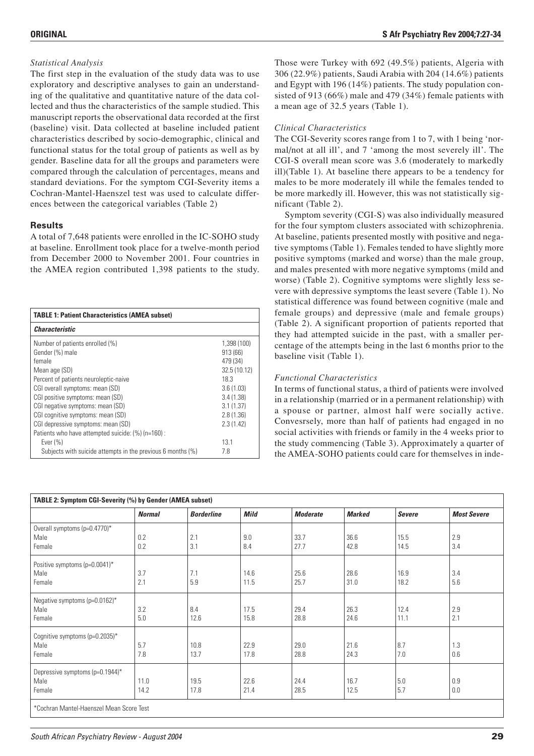### *Statistical Analysis*

The first step in the evaluation of the study data was to use exploratory and descriptive analyses to gain an understanding of the qualitative and quantitative nature of the data collected and thus the characteristics of the sample studied. This manuscript reports the observational data recorded at the first (baseline) visit. Data collected at baseline included patient characteristics described by socio-demographic, clinical and functional status for the total group of patients as well as by gender. Baseline data for all the groups and parameters were compared through the calculation of percentages, means and standard deviations. For the symptom CGI-Severity items a Cochran-Mantel-Haenszel test was used to calculate differences between the categorical variables (Table 2)

## Results

A total of 7,648 patients were enrolled in the IC-SOHO study at baseline. Enrollment took place for a twelve-month period from December 2000 to November 2001. Four countries in the AMEA region contributed 1,398 patients to the study. Those were Turkey with 692 (49.5%) patients, Algeria with 306 (22.9%) patients, Saudi Arabia with 204 (14.6%) patients and Egypt with 196 (14%) patients. The study population consisted of 913 (66%) male and 479 (34%) female patients with a mean age of 32.5 years (Table 1).

| **TABLE 1: Patient Characteristics (AMEA subset)** | |
|---|---|
| ***Characteristic*** | |
| Number of patients enrolled (%) | 1,398 (100) |
| Gender (%) male | 913 (66) |
| female | 479 (34) |
| Mean age (SD) | 32.5 (10.12) |
| Percent of patients neuroleptic-naive | 18.3 |
| CGI overall symptoms: mean (SD) | 3.6 (1.03) |
| CGI positive symptoms: mean (SD) | 3.4 (1.38) |
| CGI negative symptoms: mean (SD) | 3.1 (1.37) |
| CGI cognitive symptoms: mean (SD) | 2.8 (1.36) |
| CGI depressive symptoms: mean (SD) | 2.3 (1.42) |
| Patients who have attempted suicide: (%) (n=160) : | |
| Ever (%) | 13.1 |
| Subjects with suicide attempts in the previous 6 months (%) | 7.8 |

### *Clinical Characteristics*

The CGI-Severity scores range from 1 to 7, with 1 being 'normal/not at all ill', and 7 'among the most severely ill'. The CGI-S overall mean score was 3.6 (moderately to markedly ill)(Table 1). At baseline there appears to be a tendency for males to be more moderately ill while the females tended to be more markedly ill. However, this was not statistically significant (Table 2).

Symptom severity (CGI-S) was also individually measured for the four symptom clusters associated with schizophrenia. At baseline, patients presented mostly with positive and negative symptoms (Table 1). Females tended to have slightly more positive symptoms (marked and worse) than the male group, and males presented with more negative symptoms (mild and worse) (Table 2). Cognitive symptoms were slightly less severe with depressive symptoms the least severe (Table 1). No statistical difference was found between cognitive (male and female groups) and depressive (male and female groups) (Table 2). A significant proportion of patients reported that they had attempted suicide in the past, with a smaller percentage of the attempts being in the last 6 months prior to the baseline visit (Table 1).

### *Functional Characteristics*

In terms of functional status, a third of patients were involved in a relationship (married or in a permanent relationship) with a spouse or partner, almost half were socially active. Convesrsely, more than half of patients had engaged in no social activities with friends or family in the 4 weeks prior to the study commencing (Table 3). Approximately a quarter of the AMEA-SOHO patients could care for themselves in inde-

| **TABLE 2: Symptom CGI-Severity (%) by Gender (AMEA subset)** | | | | | | | |
|---|---|---|---|---|---|---|---|
| | ***Normal*** | ***Borderline*** | ***Mild*** | ***Moderate*** | ***Marked*** | ***Severe*** | ***Most Severe*** |
| Overall symptoms (p=0.4770)* | | | | | | | |
| Male | 0.2 | 2.1 | 9.0 | 33.7 | 36.6 | 15.5 | 2.9 |
| Female | 0.2 | 3.1 | 8.4 | 27.7 | 42.8 | 14.5 | 3.4 |
| Positive symptoms (p=0.0041)* | | | | | | | |
| Male | 3.7 | 7.1 | 14.6 | 25.6 | 28.6 | 16.9 | 3.4 |
| Female | 2.1 | 5.9 | 11.5 | 25.7 | 31.0 | 18.2 | 5.6 |
| Negative symptoms (p=0.0162)* | | | | | | | |
| Male | 3.2 | 8.4 | 17.5 | 29.4 | 26.3 | 12.4 | 2.9 |
| Female | 5.0 | 12.6 | 15.8 | 28.8 | 24.6 | 11.1 | 2.1 |
| Cognitive symptoms (p=0.2035)* | | | | | | | |
| Male | 5.7 | 10.8 | 22.9 | 29.0 | 21.6 | 8.7 | 1.3 |
| Female | 7.8 | 13.7 | 17.8 | 28.8 | 24.3 | 7.0 | 0.6 |
| Depressive symptoms (p=0.1944)* | | | | | | | |
| Male | 11.0 | 19.5 | 22.6 | 24.4 | 16.7 | 5.0 | 0.9 |
| Female | 14.2 | 17.8 | 21.4 | 28.5 | 12.5 | 5.7 | 0.0 |

*Cochran Mantel-Haenszel Mean Score Test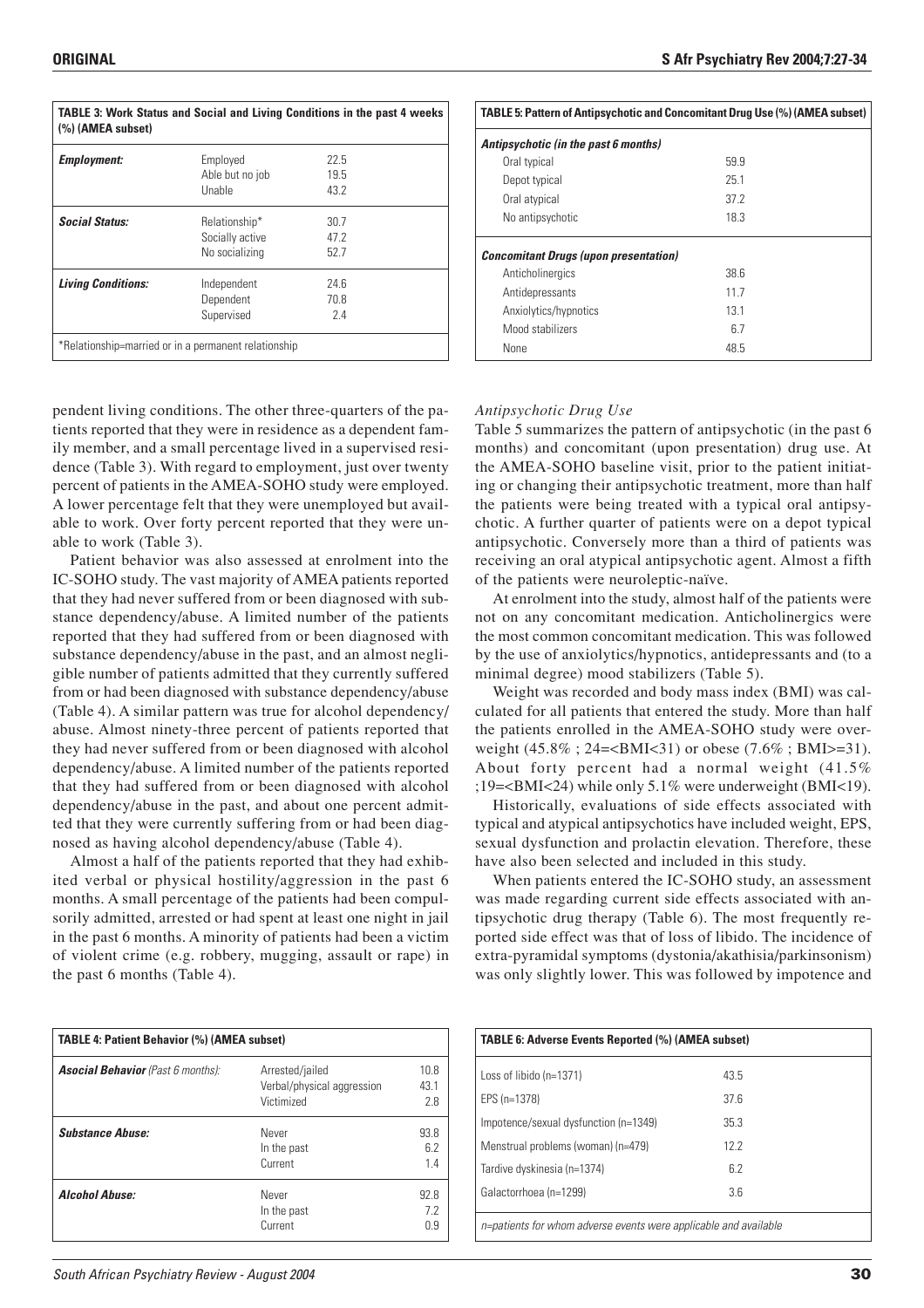**TABLE 3: Work Status and Social and Living Conditions in the past 4 weeks (%) (AMEA subset)**

| | | |
|---|---|---|
| ***Employment:*** | Employed | 22.5 |
| | Able but no job | 19.5 |
| | Unable | 43.2 |
| ***Social Status:*** | Relationship* | 30.7 |
| | Socially active | 47.2 |
| | No socializing | 52.7 |
| ***Living Conditions:*** | Independent | 24.6 |
| | Dependent | 70.8 |
| | Supervised | 2.4 |

*Relationship=married or in a permanent relationship

**TABLE 5: Pattern of Antipsychotic and Concomitant Drug Use (%) (AMEA subset)**

| | |
|---|---|
| ***Antipsychotic (in the past 6 months)*** | |
| Oral typical | 59.9 |
| Depot typical | 25.1 |
| Oral atypical | 37.2 |
| No antipsychotic | 18.3 |
| ***Concomitant Drugs (upon presentation)*** | |
| Anticholinergics | 38.6 |
| Antidepressants | 11.7 |
| Anxiolytics/hypnotics | 13.1 |
| Mood stabilizers | 6.7 |
| None | 48.5 |

pendent living conditions. The other three-quarters of the patients reported that they were in residence as a dependent family member, and a small percentage lived in a supervised residence (Table 3). With regard to employment, just over twenty percent of patients in the AMEA-SOHO study were employed. A lower percentage felt that they were unemployed but available to work. Over forty percent reported that they were unable to work (Table 3).

Patient behavior was also assessed at enrolment into the IC-SOHO study. The vast majority of AMEA patients reported that they had never suffered from or been diagnosed with substance dependency/abuse. A limited number of the patients reported that they had suffered from or been diagnosed with substance dependency/abuse in the past, and an almost negligible number of patients admitted that they currently suffered from or had been diagnosed with substance dependency/abuse (Table 4). A similar pattern was true for alcohol dependency/abuse. Almost ninety-three percent of patients reported that they had never suffered from or been diagnosed with alcohol dependency/abuse. A limited number of the patients reported that they had suffered from or been diagnosed with alcohol dependency/abuse in the past, and about one percent admitted that they were currently suffering from or had been diagnosed as having alcohol dependency/abuse (Table 4).

Almost a half of the patients reported that they had exhibited verbal or physical hostility/aggression in the past 6 months. A small percentage of the patients had been compulsorily admitted, arrested or had spent at least one night in jail in the past 6 months. A minority of patients had been a victim of violent crime (e.g. robbery, mugging, assault or rape) in the past 6 months (Table 4).

*Antipsychotic Drug Use*

Table 5 summarizes the pattern of antipsychotic (in the past 6 months) and concomitant (upon presentation) drug use. At the AMEA-SOHO baseline visit, prior to the patient initiating or changing their antipsychotic treatment, more than half the patients were being treated with a typical oral antipsychotic. A further quarter of patients were on a depot typical antipsychotic. Conversely more than a third of patients was receiving an oral atypical antipsychotic agent. Almost a fifth of the patients were neuroleptic-naïve.

At enrolment into the study, almost half of the patients were not on any concomitant medication. Anticholinergics were the most common concomitant medication. This was followed by the use of anxiolytics/hypnotics, antidepressants and (to a minimal degree) mood stabilizers (Table 5).

Weight was recorded and body mass index (BMI) was calculated for all patients that entered the study. More than half the patients enrolled in the AMEA-SOHO study were overweight (45.8% ; 24=<BMI<31) or obese (7.6% ; BMI>=31). About forty percent had a normal weight (41.5% ;19=<BMI<24) while only 5.1% were underweight (BMI<19).

Historically, evaluations of side effects associated with typical and atypical antipsychotics have included weight, EPS, sexual dysfunction and prolactin elevation. Therefore, these have also been selected and included in this study.

When patients entered the IC-SOHO study, an assessment was made regarding current side effects associated with antipsychotic drug therapy (Table 6). The most frequently reported side effect was that of loss of libido. The incidence of extra-pyramidal symptoms (dystonia/akathisia/parkinsonism) was only slightly lower. This was followed by impotence and

**TABLE 4: Patient Behavior (%) (AMEA subset)**

| | | |
|---|---|---|
| ***Asocial Behavior*** *(Past 6 months):* | Arrested/jailed | 10.8 |
| | Verbal/physical aggression | 43.1 |
| | Victimized | 2.8 |
| ***Substance Abuse:*** | Never | 93.8 |
| | In the past | 6.2 |
| | Current | 1.4 |
| ***Alcohol Abuse:*** | Never | 92.8 |
| | In the past | 7.2 |
| | Current | 0.9 |

**TABLE 6: Adverse Events Reported (%) (AMEA subset)**

| | |
|---|---|
| Loss of libido (n=1371) | 43.5 |
| EPS (n=1378) | 37.6 |
| Impotence/sexual dysfunction (n=1349) | 35.3 |
| Menstrual problems (woman) (n=479) | 12.2 |
| Tardive dyskinesia (n=1374) | 6.2 |
| Galactorrhoea (n=1299) | 3.6 |

*n=patients for whom adverse events were applicable and available*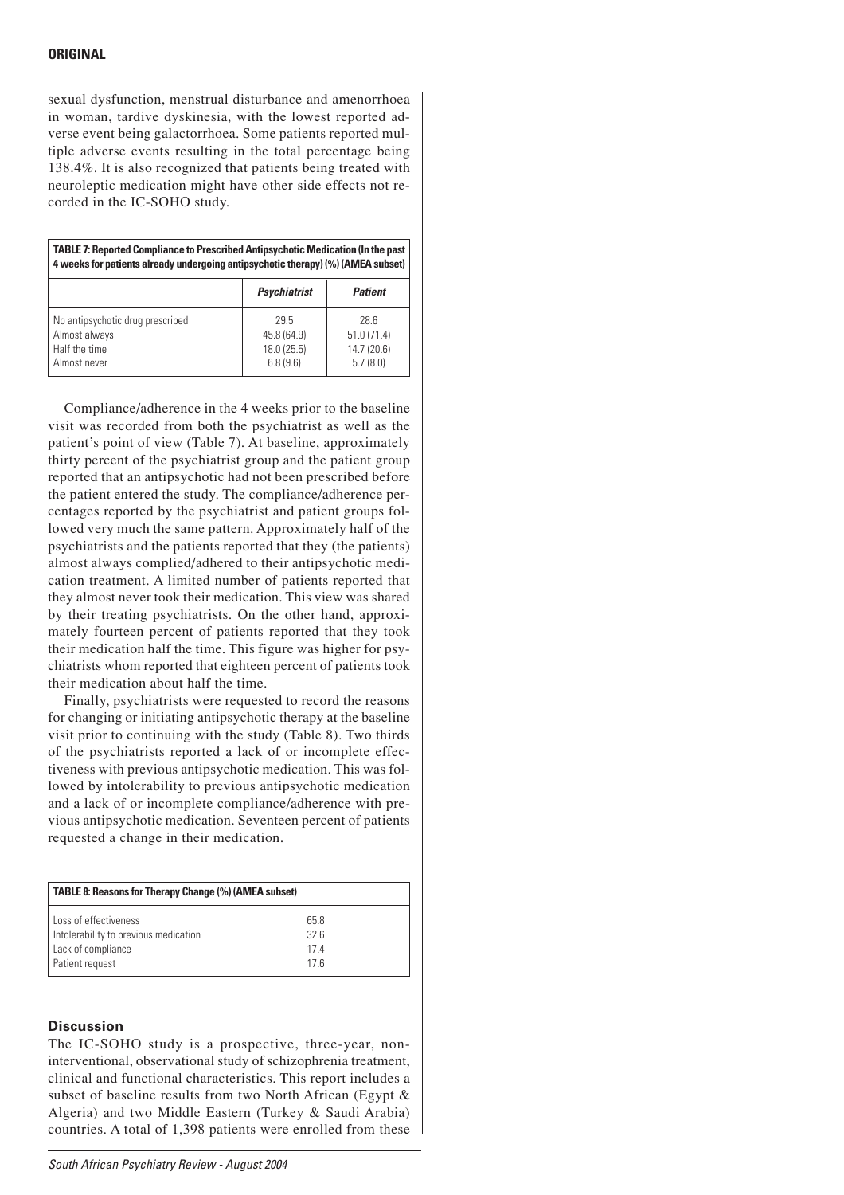sexual dysfunction, menstrual disturbance and amenorrhoea in woman, tardive dyskinesia, with the lowest reported adverse event being galactorrhoea. Some patients reported multiple adverse events resulting in the total percentage being 138.4%. It is also recognized that patients being treated with neuroleptic medication might have other side effects not recorded in the IC-SOHO study.

**TABLE 7: Reported Compliance to Prescribed Antipsychotic Medication (In the past 4 weeks for patients already undergoing antipsychotic therapy) (%) (AMEA subset)**

| | *Psychiatrist* | *Patient* |
|---|---|---|
| No antipsychotic drug prescribed | 29.5 | 28.6 |
| Almost always | 45.8 (64.9) | 51.0 (71.4) |
| Half the time | 18.0 (25.5) | 14.7 (20.6) |
| Almost never | 6.8 (9.6) | 5.7 (8.0) |

Compliance/adherence in the 4 weeks prior to the baseline visit was recorded from both the psychiatrist as well as the patient's point of view (Table 7). At baseline, approximately thirty percent of the psychiatrist group and the patient group reported that an antipsychotic had not been prescribed before the patient entered the study. The compliance/adherence percentages reported by the psychiatrist and patient groups followed very much the same pattern. Approximately half of the psychiatrists and the patients reported that they (the patients) almost always complied/adhered to their antipsychotic medication treatment. A limited number of patients reported that they almost never took their medication. This view was shared by their treating psychiatrists. On the other hand, approximately fourteen percent of patients reported that they took their medication half the time. This figure was higher for psychiatrists whom reported that eighteen percent of patients took their medication about half the time.

Finally, psychiatrists were requested to record the reasons for changing or initiating antipsychotic therapy at the baseline visit prior to continuing with the study (Table 8). Two thirds of the psychiatrists reported a lack of or incomplete effectiveness with previous antipsychotic medication. This was followed by intolerability to previous antipsychotic medication and a lack of or incomplete compliance/adherence with previous antipsychotic medication. Seventeen percent of patients requested a change in their medication.

**TABLE 8: Reasons for Therapy Change (%) (AMEA subset)**

| | |
|---|---|
| Loss of effectiveness | 65.8 |
| Intolerability to previous medication | 32.6 |
| Lack of compliance | 17.4 |
| Patient request | 17.6 |

## Discussion

The IC-SOHO study is a prospective, three-year, non-interventional, observational study of schizophrenia treatment, clinical and functional characteristics. This report includes a subset of baseline results from two North African (Egypt & Algeria) and two Middle Eastern (Turkey & Saudi Arabia) countries. A total of 1,398 patients were enrolled from these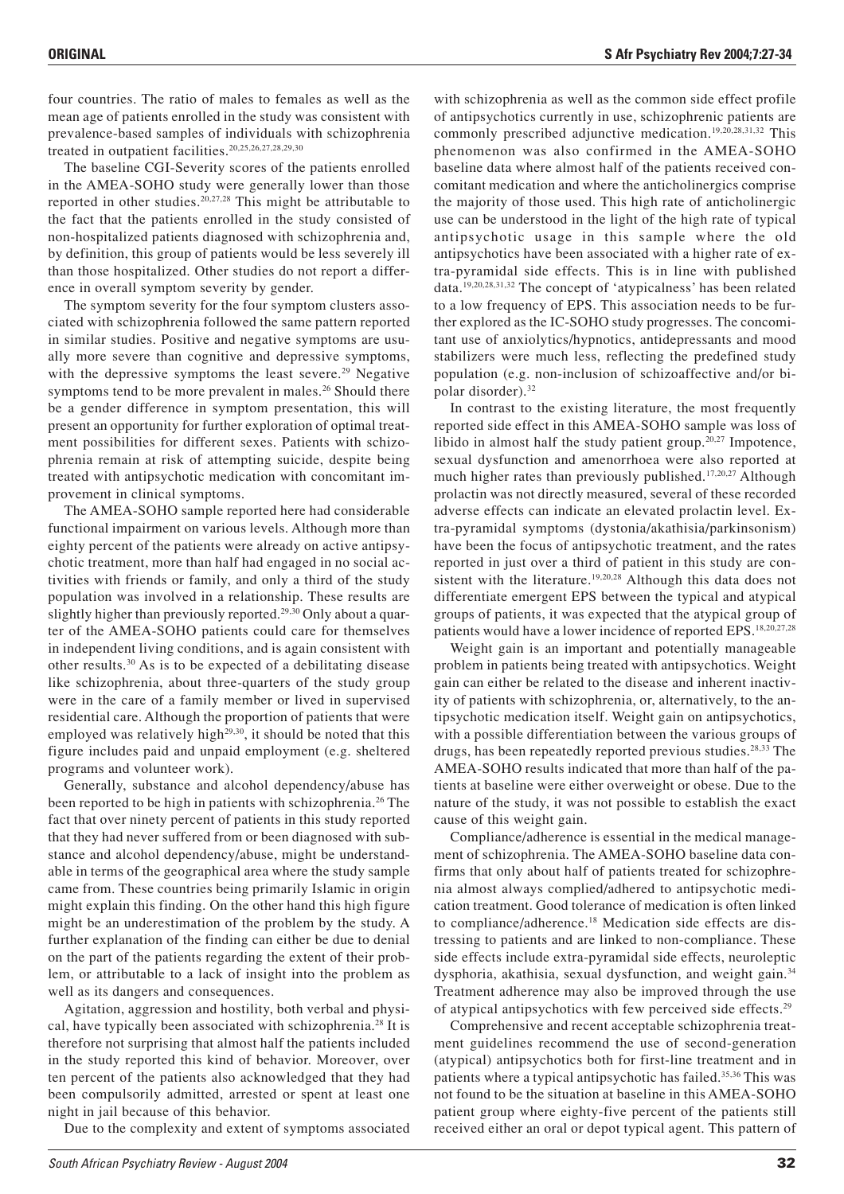four countries. The ratio of males to females as well as the mean age of patients enrolled in the study was consistent with prevalence-based samples of individuals with schizophrenia treated in outpatient facilities.[20,25,26,27,28,29,30]

The baseline CGI-Severity scores of the patients enrolled in the AMEA-SOHO study were generally lower than those reported in other studies.[20,27,28] This might be attributable to the fact that the patients enrolled in the study consisted of non-hospitalized patients diagnosed with schizophrenia and, by definition, this group of patients would be less severely ill than those hospitalized. Other studies do not report a difference in overall symptom severity by gender.

The symptom severity for the four symptom clusters associated with schizophrenia followed the same pattern reported in similar studies. Positive and negative symptoms are usually more severe than cognitive and depressive symptoms, with the depressive symptoms the least severe.[29] Negative symptoms tend to be more prevalent in males.[26] Should there be a gender difference in symptom presentation, this will present an opportunity for further exploration of optimal treatment possibilities for different sexes. Patients with schizophrenia remain at risk of attempting suicide, despite being treated with antipsychotic medication with concomitant improvement in clinical symptoms.

The AMEA-SOHO sample reported here had considerable functional impairment on various levels. Although more than eighty percent of the patients were already on active antipsychotic treatment, more than half had engaged in no social activities with friends or family, and only a third of the study population was involved in a relationship. These results are slightly higher than previously reported.[29,30] Only about a quarter of the AMEA-SOHO patients could care for themselves in independent living conditions, and is again consistent with other results.[30] As is to be expected of a debilitating disease like schizophrenia, about three-quarters of the study group were in the care of a family member or lived in supervised residential care. Although the proportion of patients that were employed was relatively high[29,30], it should be noted that this figure includes paid and unpaid employment (e.g. sheltered programs and volunteer work).

Generally, substance and alcohol dependency/abuse has been reported to be high in patients with schizophrenia.[26] The fact that over ninety percent of patients in this study reported that they had never suffered from or been diagnosed with substance and alcohol dependency/abuse, might be understandable in terms of the geographical area where the study sample came from. These countries being primarily Islamic in origin might explain this finding. On the other hand this high figure might be an underestimation of the problem by the study. A further explanation of the finding can either be due to denial on the part of the patients regarding the extent of their problem, or attributable to a lack of insight into the problem as well as its dangers and consequences.

Agitation, aggression and hostility, both verbal and physical, have typically been associated with schizophrenia.[28] It is therefore not surprising that almost half the patients included in the study reported this kind of behavior. Moreover, over ten percent of the patients also acknowledged that they had been compulsorily admitted, arrested or spent at least one night in jail because of this behavior.

Due to the complexity and extent of symptoms associated with schizophrenia as well as the common side effect profile of antipsychotics currently in use, schizophrenic patients are commonly prescribed adjunctive medication.[19,20,28,31,32] This phenomenon was also confirmed in the AMEA-SOHO baseline data where almost half of the patients received concomitant medication and where the anticholinergics comprise the majority of those used. This high rate of anticholinergic use can be understood in the light of the high rate of typical antipsychotic usage in this sample where the old antipsychotics have been associated with a higher rate of extra-pyramidal side effects. This is in line with published data.[19,20,28,31,32] The concept of 'atypicalness' has been related to a low frequency of EPS. This association needs to be further explored as the IC-SOHO study progresses. The concomitant use of anxiolytics/hypnotics, antidepressants and mood stabilizers were much less, reflecting the predefined study population (e.g. non-inclusion of schizoaffective and/or bipolar disorder).[32]

In contrast to the existing literature, the most frequently reported side effect in this AMEA-SOHO sample was loss of libido in almost half the study patient group.[20,27] Impotence, sexual dysfunction and amenorrhoea were also reported at much higher rates than previously published.[17,20,27] Although prolactin was not directly measured, several of these recorded adverse effects can indicate an elevated prolactin level. Extra-pyramidal symptoms (dystonia/akathisia/parkinsonism) have been the focus of antipsychotic treatment, and the rates reported in just over a third of patient in this study are consistent with the literature.[19,20,28] Although this data does not differentiate emergent EPS between the typical and atypical groups of patients, it was expected that the atypical group of patients would have a lower incidence of reported EPS.[18,20,27,28]

Weight gain is an important and potentially manageable problem in patients being treated with antipsychotics. Weight gain can either be related to the disease and inherent inactivity of patients with schizophrenia, or, alternatively, to the antipsychotic medication itself. Weight gain on antipsychotics, with a possible differentiation between the various groups of drugs, has been repeatedly reported previous studies.[28,33] The AMEA-SOHO results indicated that more than half of the patients at baseline were either overweight or obese. Due to the nature of the study, it was not possible to establish the exact cause of this weight gain.

Compliance/adherence is essential in the medical management of schizophrenia. The AMEA-SOHO baseline data confirms that only about half of patients treated for schizophrenia almost always complied/adhered to antipsychotic medication treatment. Good tolerance of medication is often linked to compliance/adherence.[18] Medication side effects are distressing to patients and are linked to non-compliance. These side effects include extra-pyramidal side effects, neuroleptic dysphoria, akathisia, sexual dysfunction, and weight gain.[34] Treatment adherence may also be improved through the use of atypical antipsychotics with few perceived side effects.[29]

Comprehensive and recent acceptable schizophrenia treatment guidelines recommend the use of second-generation (atypical) antipsychotics both for first-line treatment and in patients where a typical antipsychotic has failed.[35,36] This was not found to be the situation at baseline in this AMEA-SOHO patient group where eighty-five percent of the patients still received either an oral or depot typical agent. This pattern of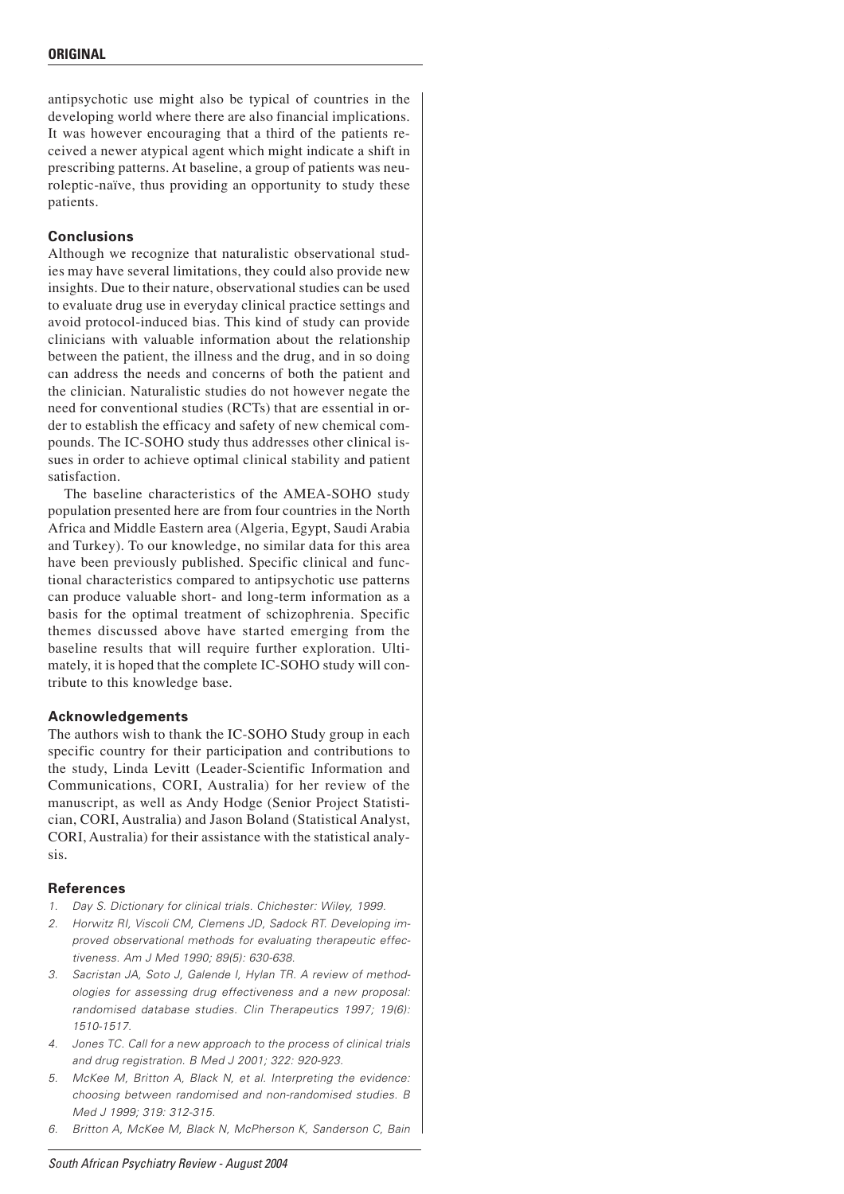antipsychotic use might also be typical of countries in the developing world where there are also financial implications. It was however encouraging that a third of the patients received a newer atypical agent which might indicate a shift in prescribing patterns. At baseline, a group of patients was neuroleptic-naïve, thus providing an opportunity to study these patients.

### Conclusions

Although we recognize that naturalistic observational studies may have several limitations, they could also provide new insights. Due to their nature, observational studies can be used to evaluate drug use in everyday clinical practice settings and avoid protocol-induced bias. This kind of study can provide clinicians with valuable information about the relationship between the patient, the illness and the drug, and in so doing can address the needs and concerns of both the patient and the clinician. Naturalistic studies do not however negate the need for conventional studies (RCTs) that are essential in order to establish the efficacy and safety of new chemical compounds. The IC-SOHO study thus addresses other clinical issues in order to achieve optimal clinical stability and patient satisfaction.

The baseline characteristics of the AMEA-SOHO study population presented here are from four countries in the North Africa and Middle Eastern area (Algeria, Egypt, Saudi Arabia and Turkey). To our knowledge, no similar data for this area have been previously published. Specific clinical and functional characteristics compared to antipsychotic use patterns can produce valuable short- and long-term information as a basis for the optimal treatment of schizophrenia. Specific themes discussed above have started emerging from the baseline results that will require further exploration. Ultimately, it is hoped that the complete IC-SOHO study will contribute to this knowledge base.

### Acknowledgements

The authors wish to thank the IC-SOHO Study group in each specific country for their participation and contributions to the study, Linda Levitt (Leader-Scientific Information and Communications, CORI, Australia) for her review of the manuscript, as well as Andy Hodge (Senior Project Statistician, CORI, Australia) and Jason Boland (Statistical Analyst, CORI, Australia) for their assistance with the statistical analysis.

### References

1. *Day S. Dictionary for clinical trials. Chichester: Wiley, 1999.*
2. *Horwitz RI, Viscoli CM, Clemens JD, Sadock RT. Developing improved observational methods for evaluating therapeutic effectiveness. Am J Med 1990; 89(5): 630-638.*
3. *Sacristan JA, Soto J, Galende I, Hylan TR. A review of methodologies for assessing drug effectiveness and a new proposal: randomised database studies. Clin Therapeutics 1997; 19(6): 1510-1517.*
4. *Jones TC. Call for a new approach to the process of clinical trials and drug registration. B Med J 2001; 322: 920-923.*
5. *McKee M, Britton A, Black N, et al. Interpreting the evidence: choosing between randomised and non-randomised studies. B Med J 1999; 319: 312-315.*
6. *Britton A, McKee M, Black N, McPherson K, Sanderson C, Bain*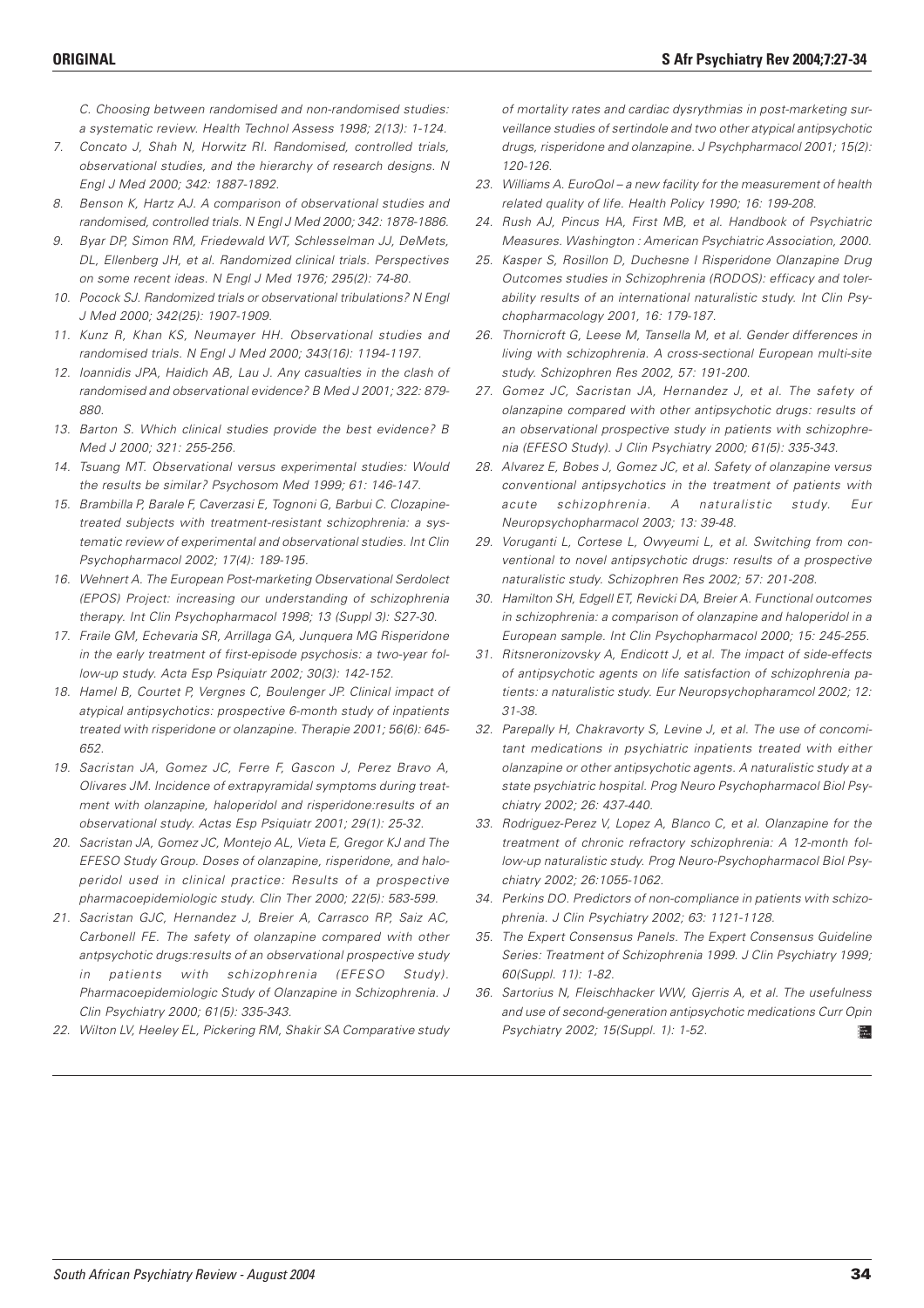C. Choosing between randomised and non-randomised studies: a systematic review. Health Technol Assess 1998; 2(13): 1-124.

7. Concato J, Shah N, Horwitz RI. Randomised, controlled trials, observational studies, and the hierarchy of research designs. N Engl J Med 2000; 342: 1887-1892.
8. Benson K, Hartz AJ. A comparison of observational studies and randomised, controlled trials. N Engl J Med 2000; 342: 1878-1886.
9. Byar DP, Simon RM, Friedewald WT, Schlesselman JJ, DeMets, DL, Ellenberg JH, et al. Randomized clinical trials. Perspectives on some recent ideas. N Engl J Med 1976; 295(2): 74-80.
10. Pocock SJ. Randomized trials or observational tribulations? N Engl J Med 2000; 342(25): 1907-1909.
11. Kunz R, Khan KS, Neumayer HH. Observational studies and randomised trials. N Engl J Med 2000; 343(16): 1194-1197.
12. Ioannidis JPA, Haidich AB, Lau J. Any casualties in the clash of randomised and observational evidence? B Med J 2001; 322: 879-880.
13. Barton S. Which clinical studies provide the best evidence? B Med J 2000; 321: 255-256.
14. Tsuang MT. Observational versus experimental studies: Would the results be similar? Psychosom Med 1999; 61: 146-147.
15. Brambilla P, Barale F, Caverzasi E, Tognoni G, Barbui C. Clozapine-treated subjects with treatment-resistant schizophrenia: a systematic review of experimental and observational studies. Int Clin Psychopharmacol 2002; 17(4): 189-195.
16. Wehnert A. The European Post-marketing Observational Serdolect (EPOS) Project: increasing our understanding of schizophrenia therapy. Int Clin Psychopharmacol 1998; 13 (Suppl 3): S27-30.
17. Fraile GM, Echevaria SR, Arrillaga GA, Junquera MG Risperidone in the early treatment of first-episode psychosis: a two-year follow-up study. Acta Esp Psiquiatr 2002; 30(3): 142-152.
18. Hamel B, Courtet P, Vergnes C, Boulenger JP. Clinical impact of atypical antipsychotics: prospective 6-month study of inpatients treated with risperidone or olanzapine. Therapie 2001; 56(6): 645-652.
19. Sacristan JA, Gomez JC, Ferre F, Gascon J, Perez Bravo A, Olivares JM. Incidence of extrapyramidal symptoms during treatment with olanzapine, haloperidol and risperidone:results of an observational study. Actas Esp Psiquiatr 2001; 29(1): 25-32.
20. Sacristan JA, Gomez JC, Montejo AL, Vieta E, Gregor KJ and The EFESO Study Group. Doses of olanzapine, risperidone, and haloperidol used in clinical practice: Results of a prospective pharmacoepidemiologic study. Clin Ther 2000; 22(5): 583-599.
21. Sacristan GJC, Hernandez J, Breier A, Carrasco RP, Saiz AC, Carbonell FE. The safety of olanzapine compared with other antpsychotic drugs:results of an observational prospective study in patients with schizophrenia (EFESO Study). Pharmacoepidemiologic Study of Olanzapine in Schizophrenia. J Clin Psychiatry 2000; 61(5): 335-343.
22. Wilton LV, Heeley EL, Pickering RM, Shakir SA Comparative study of mortality rates and cardiac dysrythmias in post-marketing surveillance studies of sertindole and two other atypical antipsychotic drugs, risperidone and olanzapine. J Psychpharmacol 2001; 15(2): 120-126.
23. Williams A. EuroQol – a new facility for the measurement of health related quality of life. Health Policy 1990; 16: 199-208.
24. Rush AJ, Pincus HA, First MB, et al. Handbook of Psychiatric Measures. Washington : American Psychiatric Association, 2000.
25. Kasper S, Rosillon D, Duchesne I Risperidone Olanzapine Drug Outcomes studies in Schizophrenia (RODOS): efficacy and tolerability results of an international naturalistic study. Int Clin Psychopharmacology 2001, 16: 179-187.
26. Thornicroft G, Leese M, Tansella M, et al. Gender differences in living with schizophrenia. A cross-sectional European multi-site study. Schizophren Res 2002, 57: 191-200.
27. Gomez JC, Sacristan JA, Hernandez J, et al. The safety of olanzapine compared with other antipsychotic drugs: results of an observational prospective study in patients with schizophrenia (EFESO Study). J Clin Psychiatry 2000; 61(5): 335-343.
28. Alvarez E, Bobes J, Gomez JC, et al. Safety of olanzapine versus conventional antipsychotics in the treatment of patients with acute schizophrenia. A naturalistic study. Eur Neuropsychopharmacol 2003; 13: 39-48.
29. Voruganti L, Cortese L, Owyeumi L, et al. Switching from conventional to novel antipsychotic drugs: results of a prospective naturalistic study. Schizophren Res 2002; 57: 201-208.
30. Hamilton SH, Edgell ET, Revicki DA, Breier A. Functional outcomes in schizophrenia: a comparison of olanzapine and haloperidol in a European sample. Int Clin Psychopharmacol 2000; 15: 245-255.
31. Ritsneronizovsky A, Endicott J, et al. The impact of side-effects of antipsychotic agents on life satisfaction of schizophrenia patients: a naturalistic study. Eur Neuropsychopharamcol 2002; 12: 31-38.
32. Parepally H, Chakravorty S, Levine J, et al. The use of concomitant medications in psychiatric inpatients treated with either olanzapine or other antipsychotic agents. A naturalistic study at a state psychiatric hospital. Prog Neuro Psychopharmacol Biol Psychiatry 2002; 26: 437-440.
33. Rodriguez-Perez V, Lopez A, Blanco C, et al. Olanzapine for the treatment of chronic refractory schizophrenia: A 12-month follow-up naturalistic study. Prog Neuro-Psychopharmacol Biol Psychiatry 2002; 26:1055-1062.
34. Perkins DO. Predictors of non-compliance in patients with schizophrenia. J Clin Psychiatry 2002; 63: 1121-1128.
35. The Expert Consensus Panels. The Expert Consensus Guideline Series: Treatment of Schizophrenia 1999. J Clin Psychiatry 1999; 60(Suppl. 11): 1-82.
36. Sartorius N, Fleischhacker WW, Gjerris A, et al. The usefulness and use of second-generation antipsychotic medications Curr Opin Psychiatry 2002; 15(Suppl. 1): 1-52.